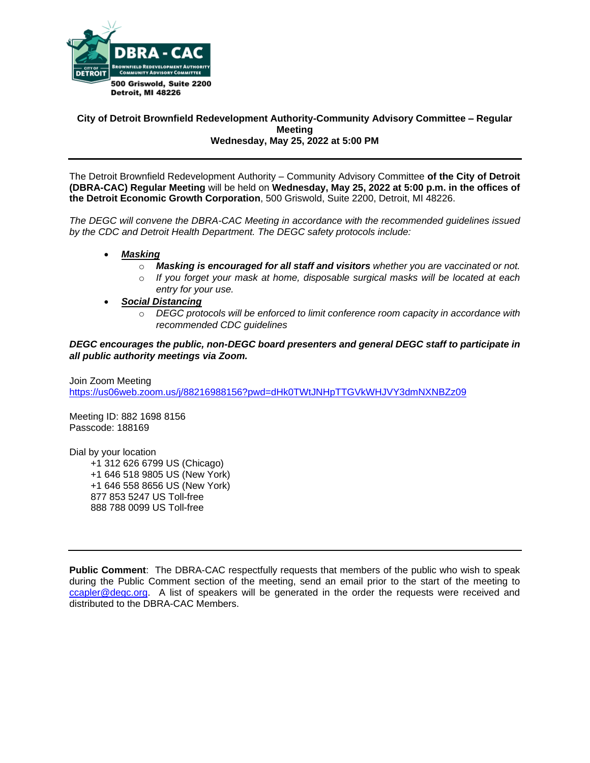DBRA - CAC

Brownfield Redevelopment Authority Community Advisory Committee

City of Detroit

500 Griswold, Suite 2200
Detroit, MI 48226

**City of Detroit Brownfield Redevelopment Authority-Community Advisory Committee – Regular Meeting**
**Wednesday, May 25, 2022 at 5:00 PM**

---

The Detroit Brownfield Redevelopment Authority – Community Advisory Committee **of the City of Detroit (DBRA-CAC) Regular Meeting** will be held on **Wednesday, May 25, 2022 at 5:00 p.m. in the offices of the Detroit Economic Growth Corporation**, 500 Griswold, Suite 2200, Detroit, MI 48226.

*The DEGC will convene the DBRA-CAC Meeting in accordance with the recommended guidelines issued by the CDC and Detroit Health Department. The DEGC safety protocols include:*

- ***Masking***
  - ***Masking is encouraged for all staff and visitors*** *whether you are vaccinated or not.*
  - *If you forget your mask at home, disposable surgical masks will be located at each entry for your use.*
- ***Social Distancing***
  - *DEGC protocols will be enforced to limit conference room capacity in accordance with recommended CDC guidelines*

***DEGC encourages the public, non-DEGC board presenters and general DEGC staff to participate in all public authority meetings via Zoom.***

Join Zoom Meeting
https://us06web.zoom.us/j/88216988156?pwd=dHk0TWtJNHpTTGVkWHJVY3dmNXNBZz09

Meeting ID: 882 1698 8156
Passcode: 188169

Dial by your location
+1 312 626 6799 US (Chicago)
+1 646 518 9805 US (New York)
+1 646 558 8656 US (New York)
877 853 5247 US Toll-free
888 788 0099 US Toll-free

---

**Public Comment**: The DBRA-CAC respectfully requests that members of the public who wish to speak during the Public Comment section of the meeting, send an email prior to the start of the meeting to ccapler@degc.org. A list of speakers will be generated in the order the requests were received and distributed to the DBRA-CAC Members.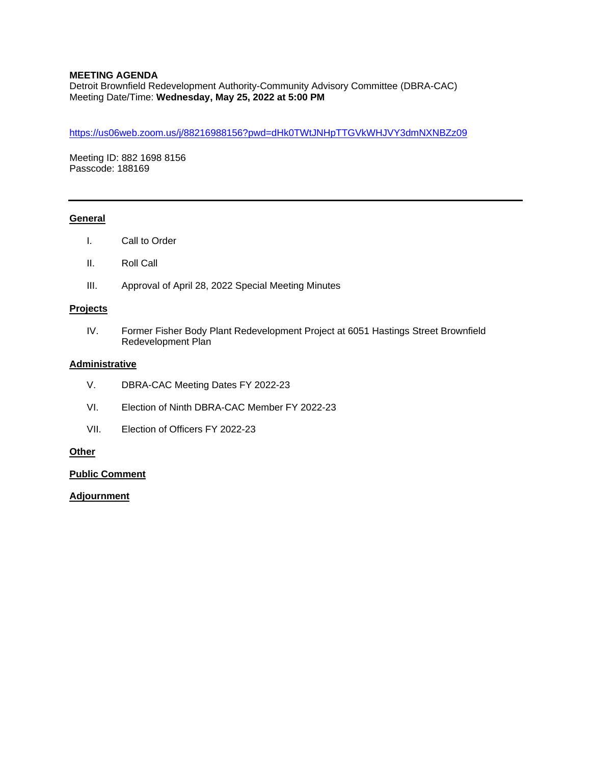**MEETING AGENDA**
Detroit Brownfield Redevelopment Authority-Community Advisory Committee (DBRA-CAC)
Meeting Date/Time: **Wednesday, May 25, 2022 at 5:00 PM**

https://us06web.zoom.us/j/88216988156?pwd=dHk0TWtJNHpTTGVkWHJVY3dmNXNBZz09

Meeting ID: 882 1698 8156
Passcode: 188169

---

**General**

I. Call to Order

II. Roll Call

III. Approval of April 28, 2022 Special Meeting Minutes

**Projects**

IV. Former Fisher Body Plant Redevelopment Project at 6051 Hastings Street Brownfield Redevelopment Plan

**Administrative**

V. DBRA-CAC Meeting Dates FY 2022-23

VI. Election of Ninth DBRA-CAC Member FY 2022-23

VII. Election of Officers FY 2022-23

**Other**

**Public Comment**

**Adjournment**